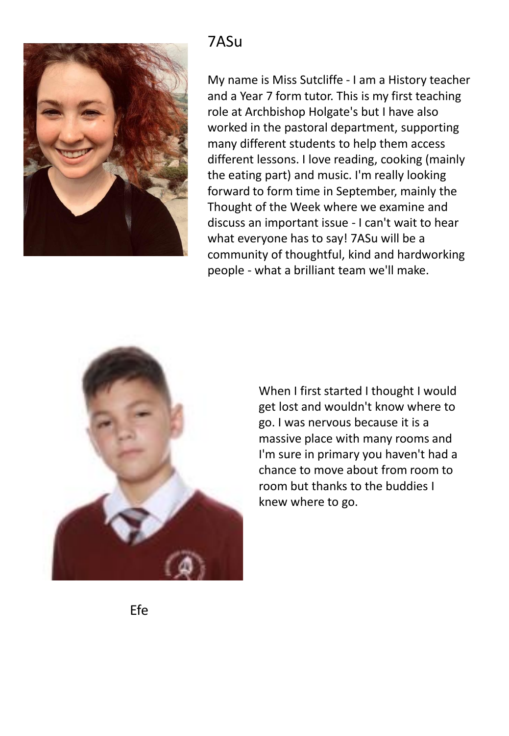# 7ASu

My name is Miss Sutcliffe - I am a History teacher and a Year 7 form tutor. This is my first teaching role at Archbishop Holgate's but I have also worked in the pastoral department, supporting many different students to help them access different lessons. I love reading, cooking (mainly the eating part) and music. I'm really looking forward to form time in September, mainly the Thought of the Week where we examine and discuss an important issue - I can't wait to hear what everyone has to say! 7ASu will be a community of thoughtful, kind and hardworking people - what a brilliant team we'll make.

When I first started I thought I would get lost and wouldn't know where to go. I was nervous because it is a massive place with many rooms and I'm sure in primary you haven't had a chance to move about from room to room but thanks to the buddies I knew where to go.

Efe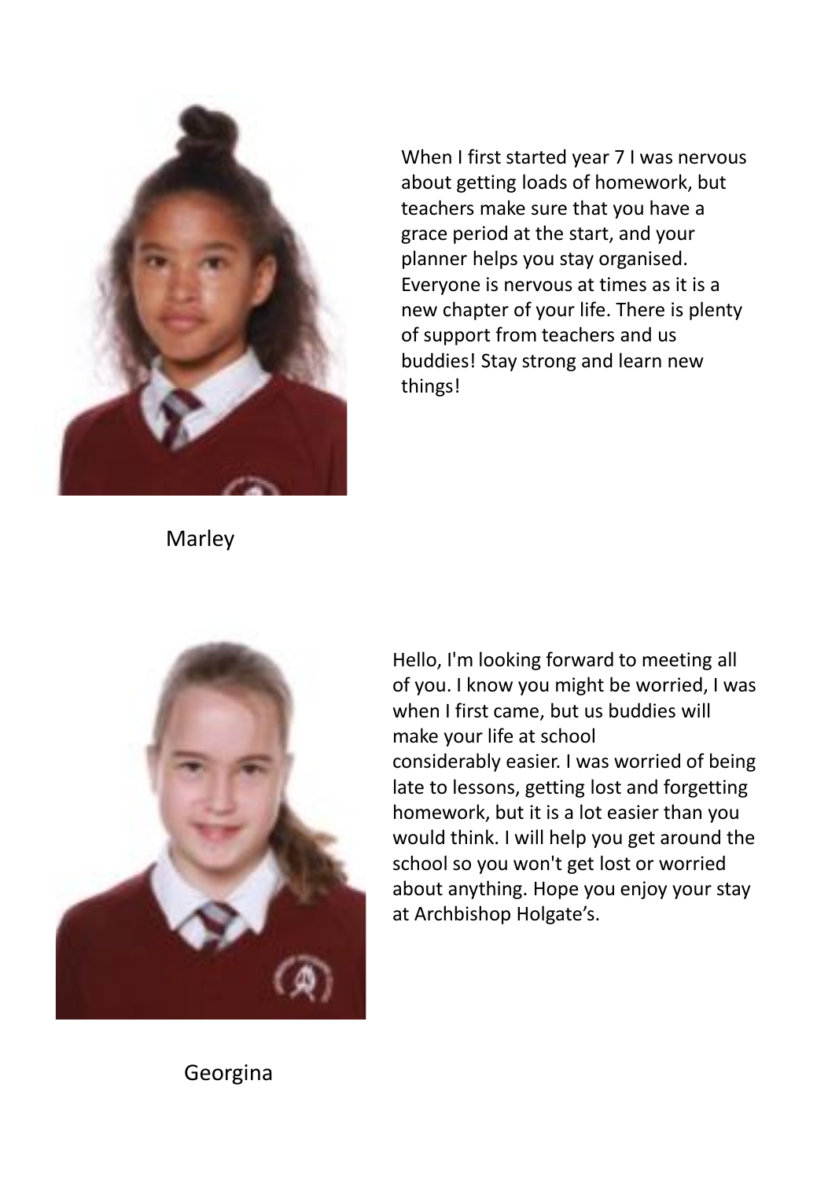When I first started year 7 I was nervous about getting loads of homework, but teachers make sure that you have a grace period at the start, and your planner helps you stay organised. Everyone is nervous at times as it is a new chapter of your life. There is plenty of support from teachers and us buddies! Stay strong and learn new things!

Marley

Hello, I'm looking forward to meeting all of you. I know you might be worried, I was when I first came, but us buddies will make your life at school considerably easier. I was worried of being late to lessons, getting lost and forgetting homework, but it is a lot easier than you would think. I will help you get around the school so you won't get lost or worried about anything. Hope you enjoy your stay at Archbishop Holgate's.

Georgina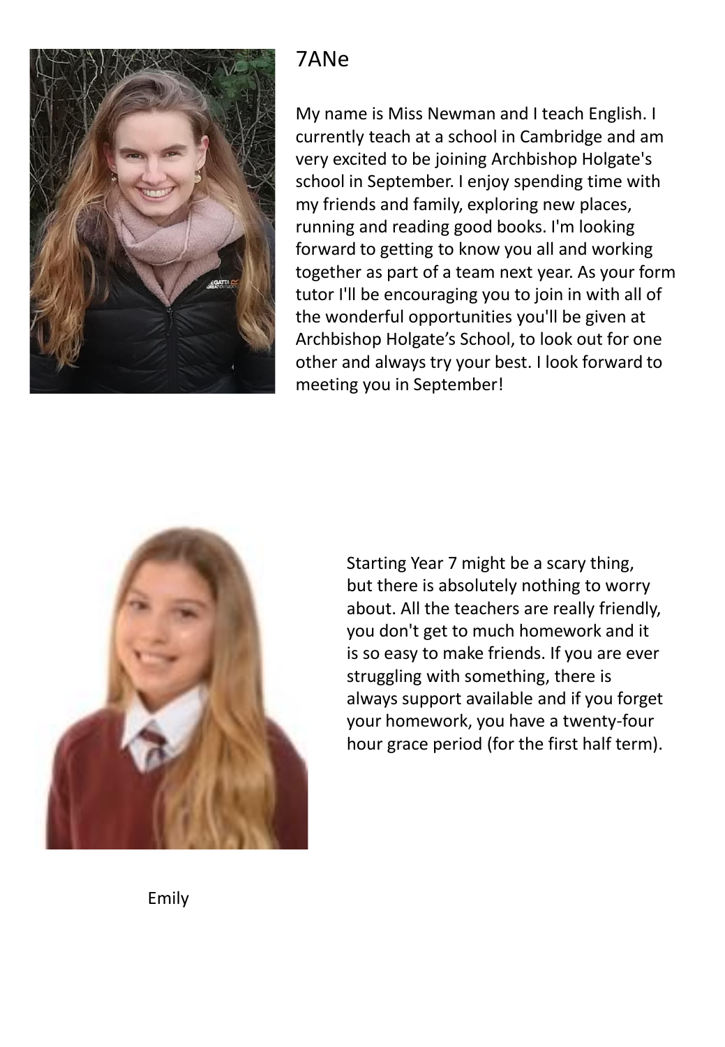# 7ANe

My name is Miss Newman and I teach English. I currently teach at a school in Cambridge and am very excited to be joining Archbishop Holgate's school in September. I enjoy spending time with my friends and family, exploring new places, running and reading good books. I'm looking forward to getting to know you all and working together as part of a team next year. As your form tutor I'll be encouraging you to join in with all of the wonderful opportunities you'll be given at Archbishop Holgate's School, to look out for one other and always try your best. I look forward to meeting you in September!

Starting Year 7 might be a scary thing, but there is absolutely nothing to worry about. All the teachers are really friendly, you don't get to much homework and it is so easy to make friends. If you are ever struggling with something, there is always support available and if you forget your homework, you have a twenty-four hour grace period (for the first half term).

Emily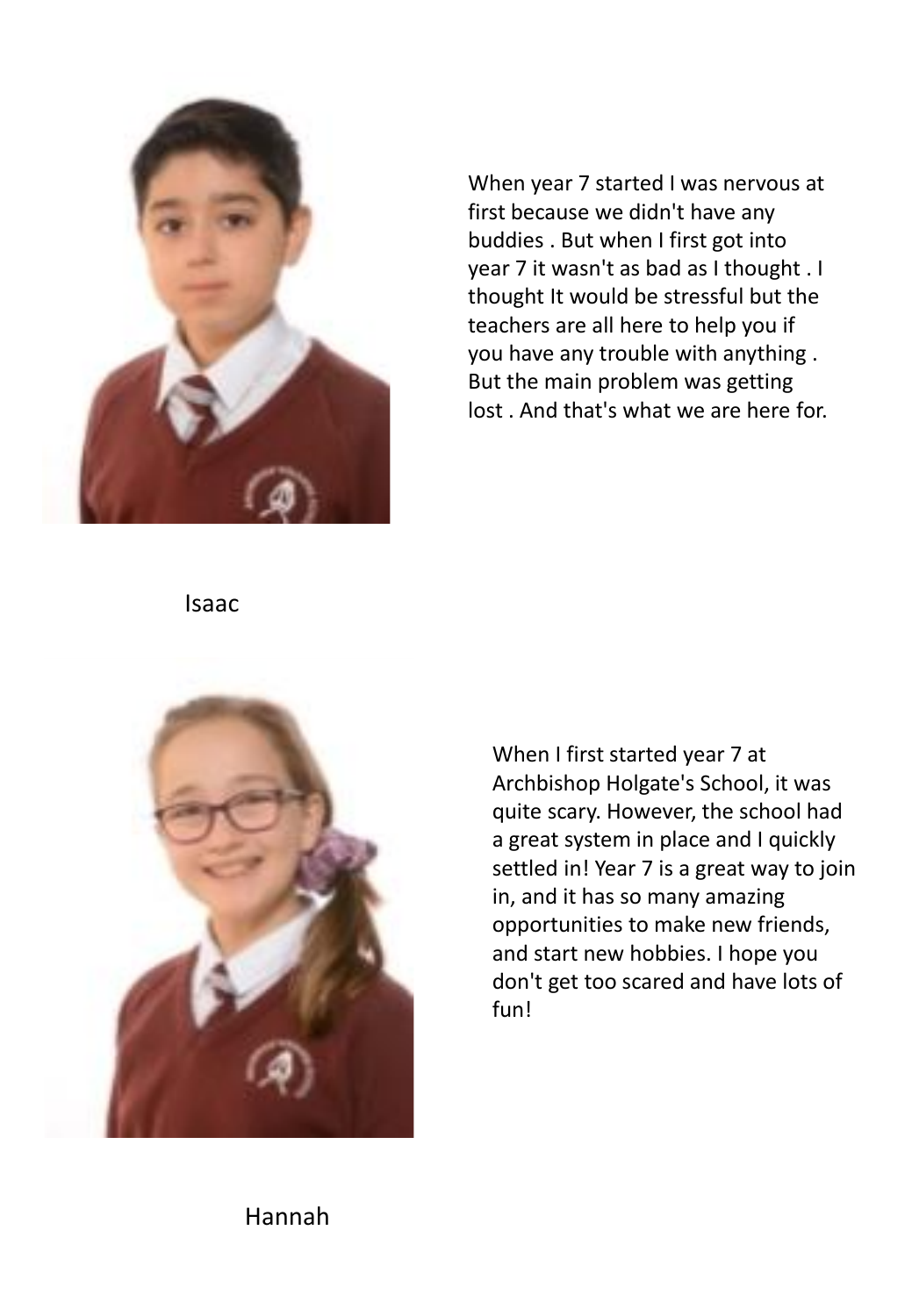When year 7 started I was nervous at first because we didn't have any buddies . But when I first got into year 7 it wasn't as bad as I thought . I thought It would be stressful but the teachers are all here to help you if you have any trouble with anything . But the main problem was getting lost . And that's what we are here for.

Isaac

When I first started year 7 at Archbishop Holgate's School, it was quite scary. However, the school had a great system in place and I quickly settled in! Year 7 is a great way to join in, and it has so many amazing opportunities to make new friends, and start new hobbies. I hope you don't get too scared and have lots of fun!

Hannah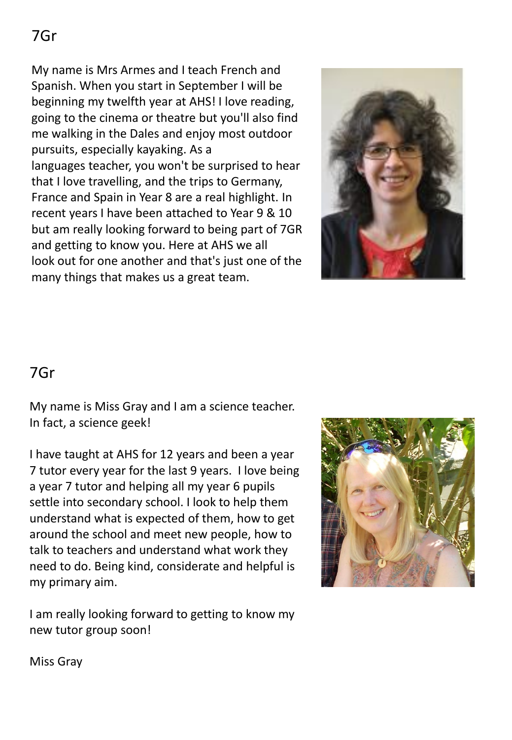## 7Gr

My name is Mrs Armes and I teach French and Spanish. When you start in September I will be beginning my twelfth year at AHS! I love reading, going to the cinema or theatre but you'll also find me walking in the Dales and enjoy most outdoor pursuits, especially kayaking. As a languages teacher, you won't be surprised to hear that I love travelling, and the trips to Germany, France and Spain in Year 8 are a real highlight. In recent years I have been attached to Year 9 & 10 but am really looking forward to being part of 7GR and getting to know you. Here at AHS we all look out for one another and that's just one of the many things that makes us a great team.

## 7Gr

My name is Miss Gray and I am a science teacher. In fact, a science geek!

I have taught at AHS for 12 years and been a year 7 tutor every year for the last 9 years. I love being a year 7 tutor and helping all my year 6 pupils settle into secondary school. I look to help them understand what is expected of them, how to get around the school and meet new people, how to talk to teachers and understand what work they need to do. Being kind, considerate and helpful is my primary aim.

I am really looking forward to getting to know my new tutor group soon!

Miss Gray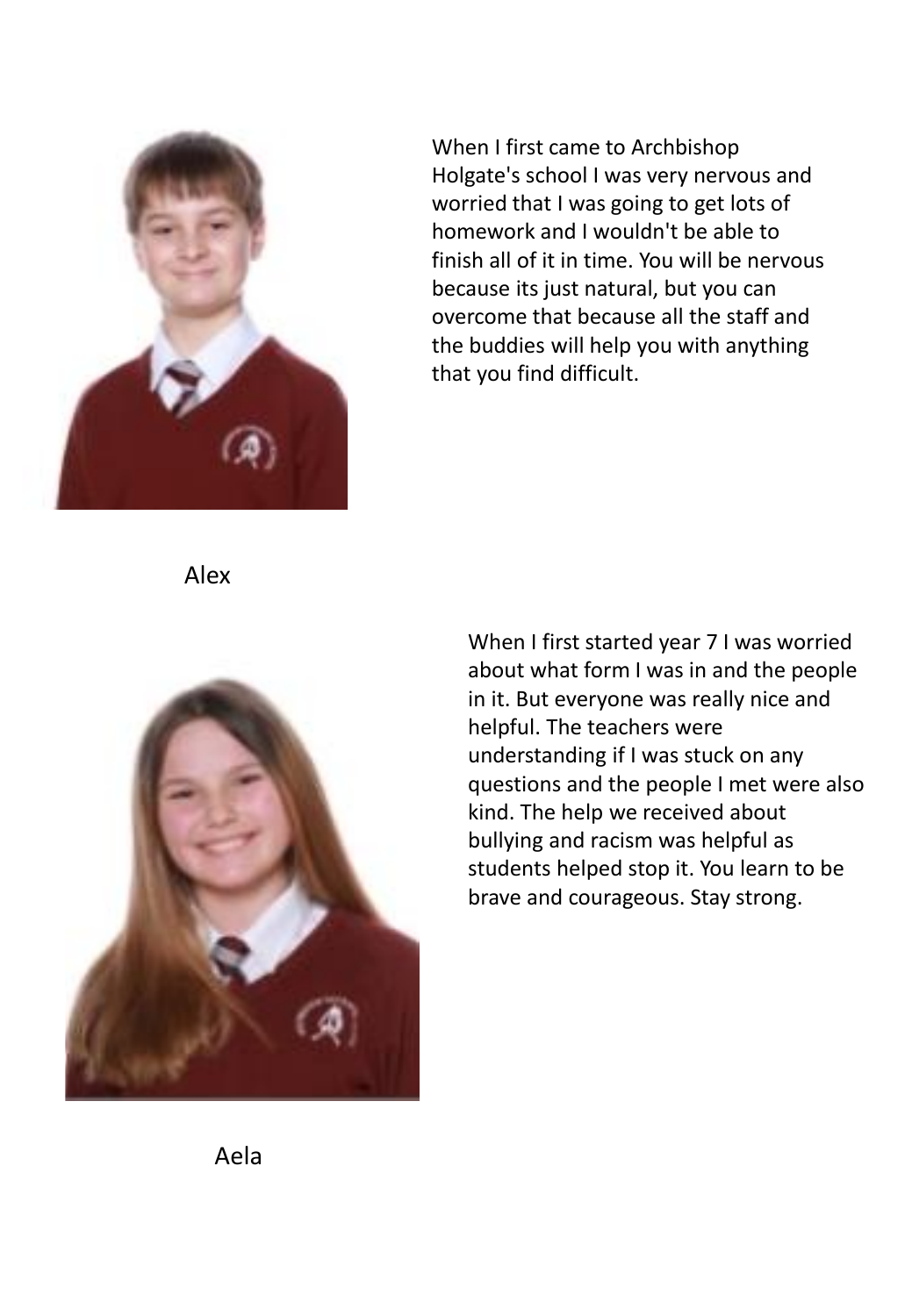When I first came to Archbishop Holgate's school I was very nervous and worried that I was going to get lots of homework and I wouldn't be able to finish all of it in time. You will be nervous because its just natural, but you can overcome that because all the staff and the buddies will help you with anything that you find difficult.

Alex

When I first started year 7 I was worried about what form I was in and the people in it. But everyone was really nice and helpful. The teachers were understanding if I was stuck on any questions and the people I met were also kind. The help we received about bullying and racism was helpful as students helped stop it. You learn to be brave and courageous. Stay strong.

Aela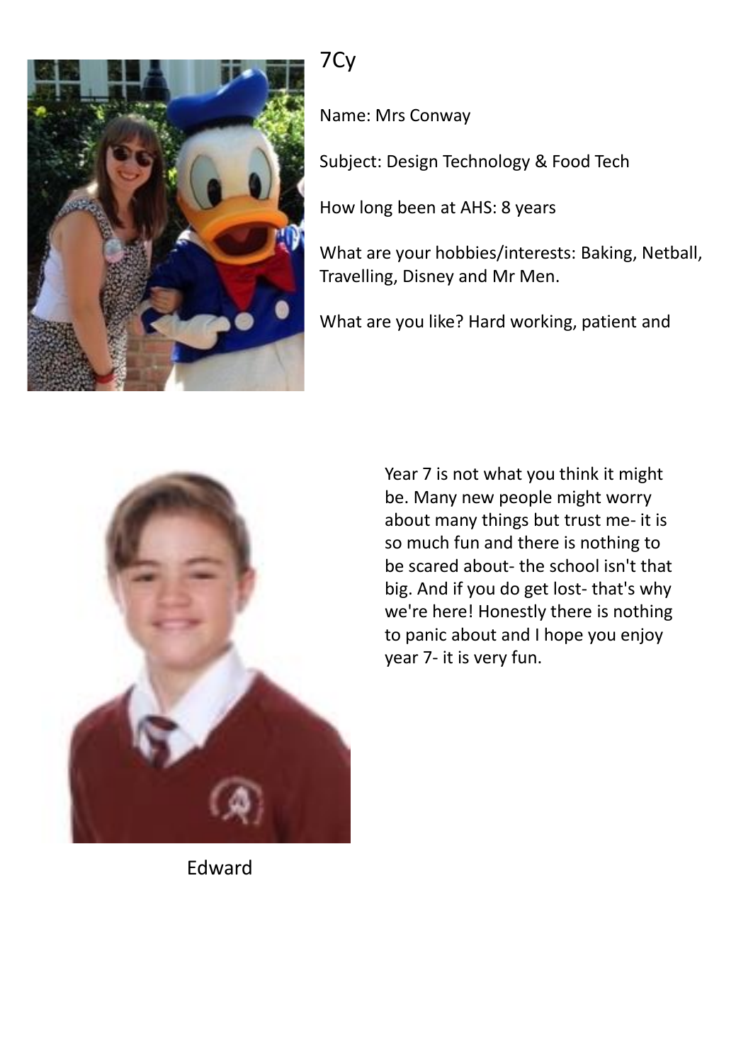# 7Cy

Name: Mrs Conway

Subject: Design Technology & Food Tech

How long been at AHS: 8 years

What are your hobbies/interests: Baking, Netball, Travelling, Disney and Mr Men.

What are you like? Hard working, patient and

Year 7 is not what you think it might be. Many new people might worry about many things but trust me- it is so much fun and there is nothing to be scared about- the school isn't that big. And if you do get lost- that's why we're here! Honestly there is nothing to panic about and I hope you enjoy year 7- it is very fun.

Edward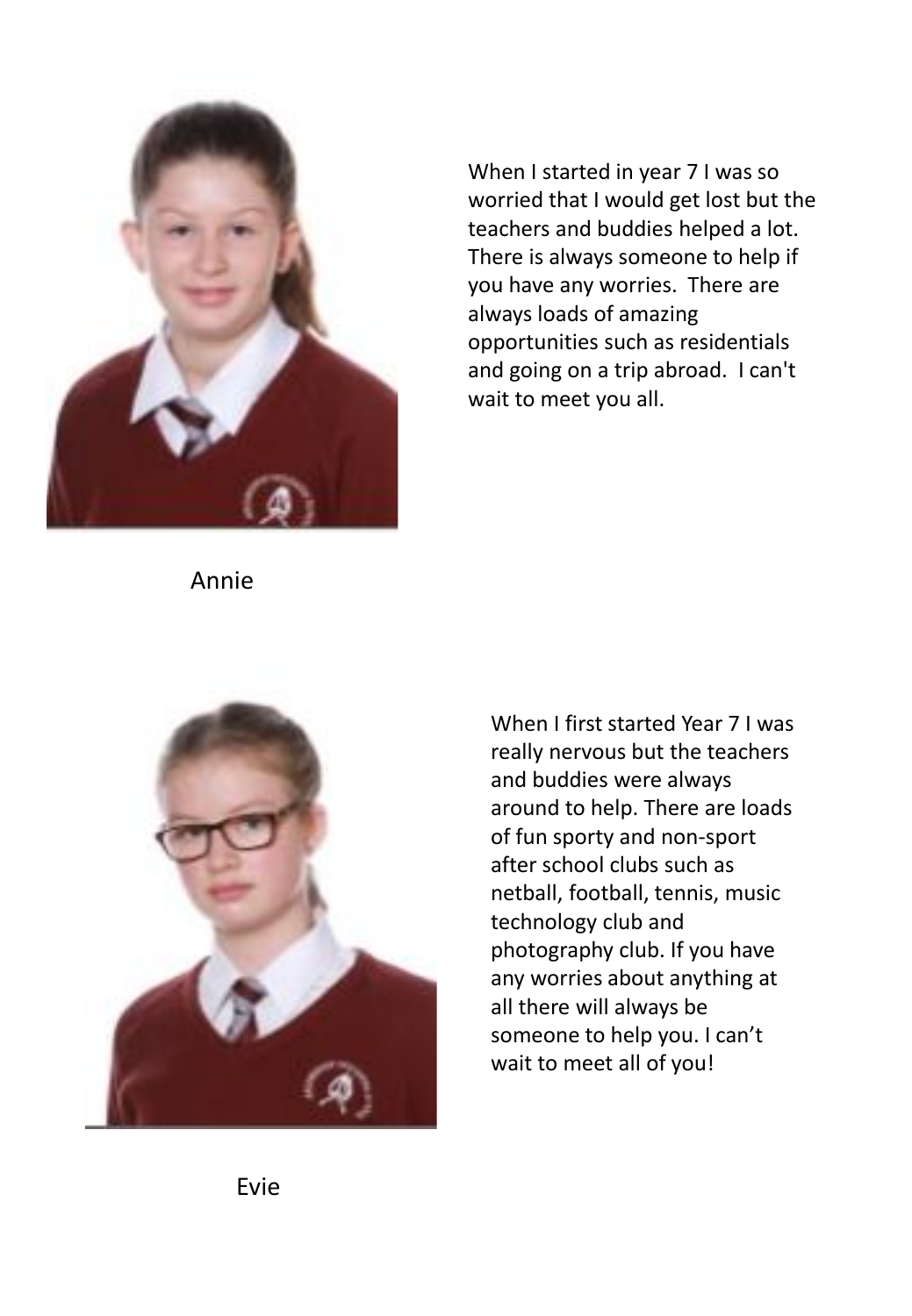When I started in year 7 I was so worried that I would get lost but the teachers and buddies helped a lot. There is always someone to help if you have any worries. There are always loads of amazing opportunities such as residentials and going on a trip abroad. I can't wait to meet you all.

Annie

When I first started Year 7 I was really nervous but the teachers and buddies were always around to help. There are loads of fun sporty and non-sport after school clubs such as netball, football, tennis, music technology club and photography club. If you have any worries about anything at all there will always be someone to help you. I can't wait to meet all of you!

Evie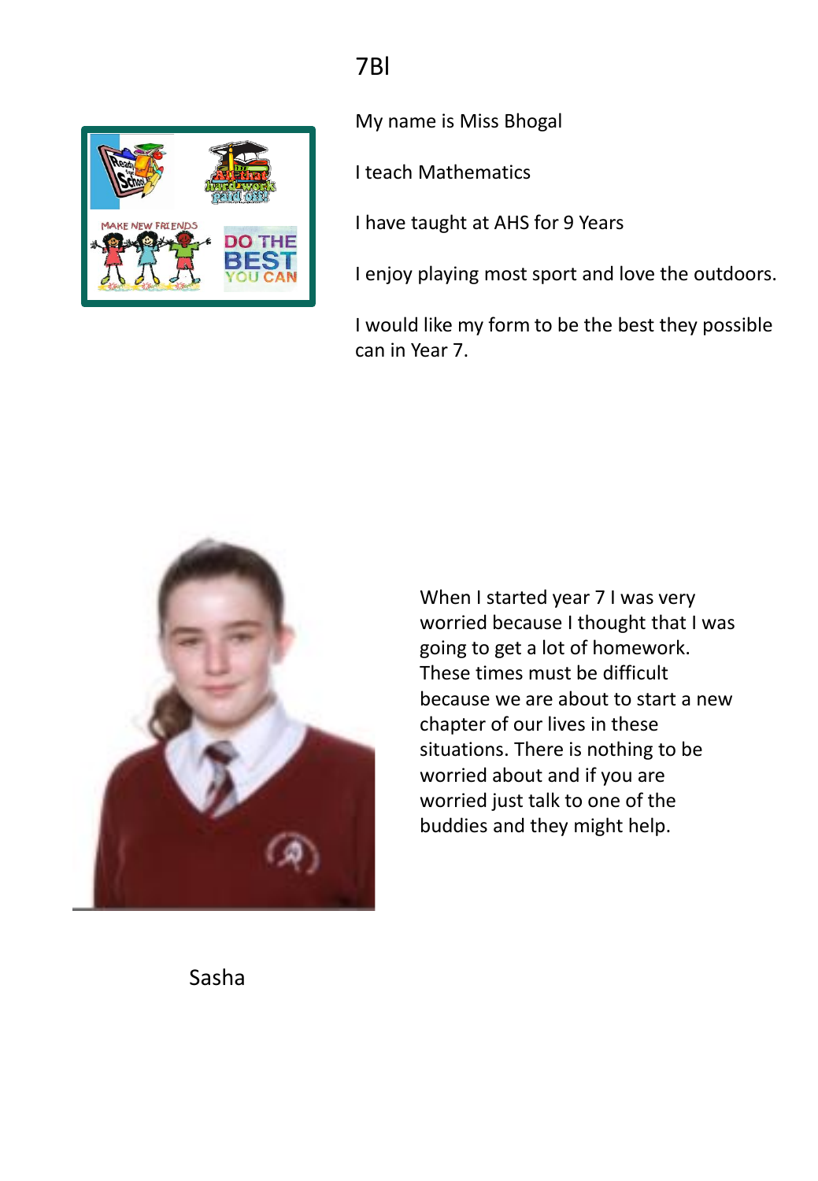# 7Bl

My name is Miss Bhogal

I teach Mathematics

I have taught at AHS for 9 Years

I enjoy playing most sport and love the outdoors.

I would like my form to be the best they possible can in Year 7.

When I started year 7 I was very worried because I thought that I was going to get a lot of homework. These times must be difficult because we are about to start a new chapter of our lives in these situations. There is nothing to be worried about and if you are worried just talk to one of the buddies and they might help.

Sasha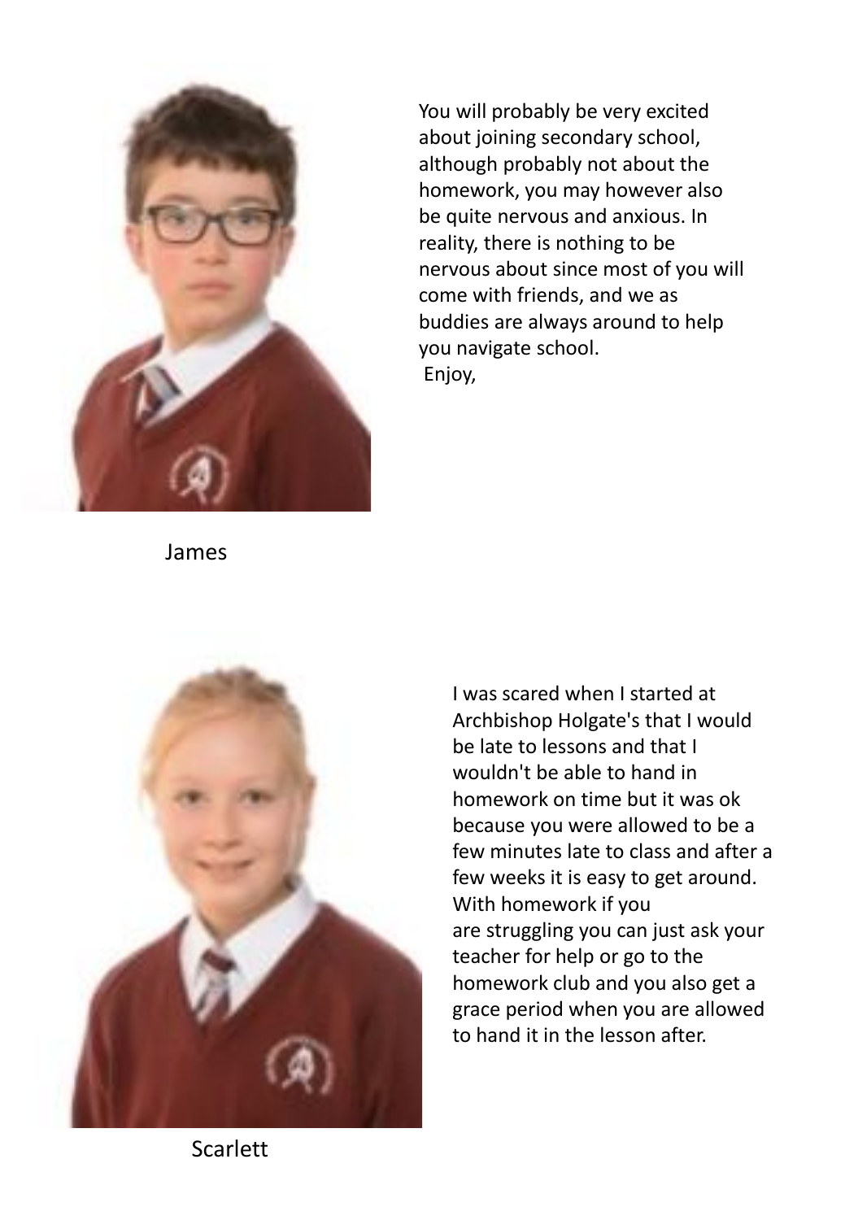You will probably be very excited about joining secondary school, although probably not about the homework, you may however also be quite nervous and anxious. In reality, there is nothing to be nervous about since most of you will come with friends, and we as buddies are always around to help you navigate school.

Enjoy,

James

I was scared when I started at Archbishop Holgate's that I would be late to lessons and that I wouldn't be able to hand in homework on time but it was ok because you were allowed to be a few minutes late to class and after a few weeks it is easy to get around. With homework if you are struggling you can just ask your teacher for help or go to the homework club and you also get a grace period when you are allowed to hand it in the lesson after.

Scarlett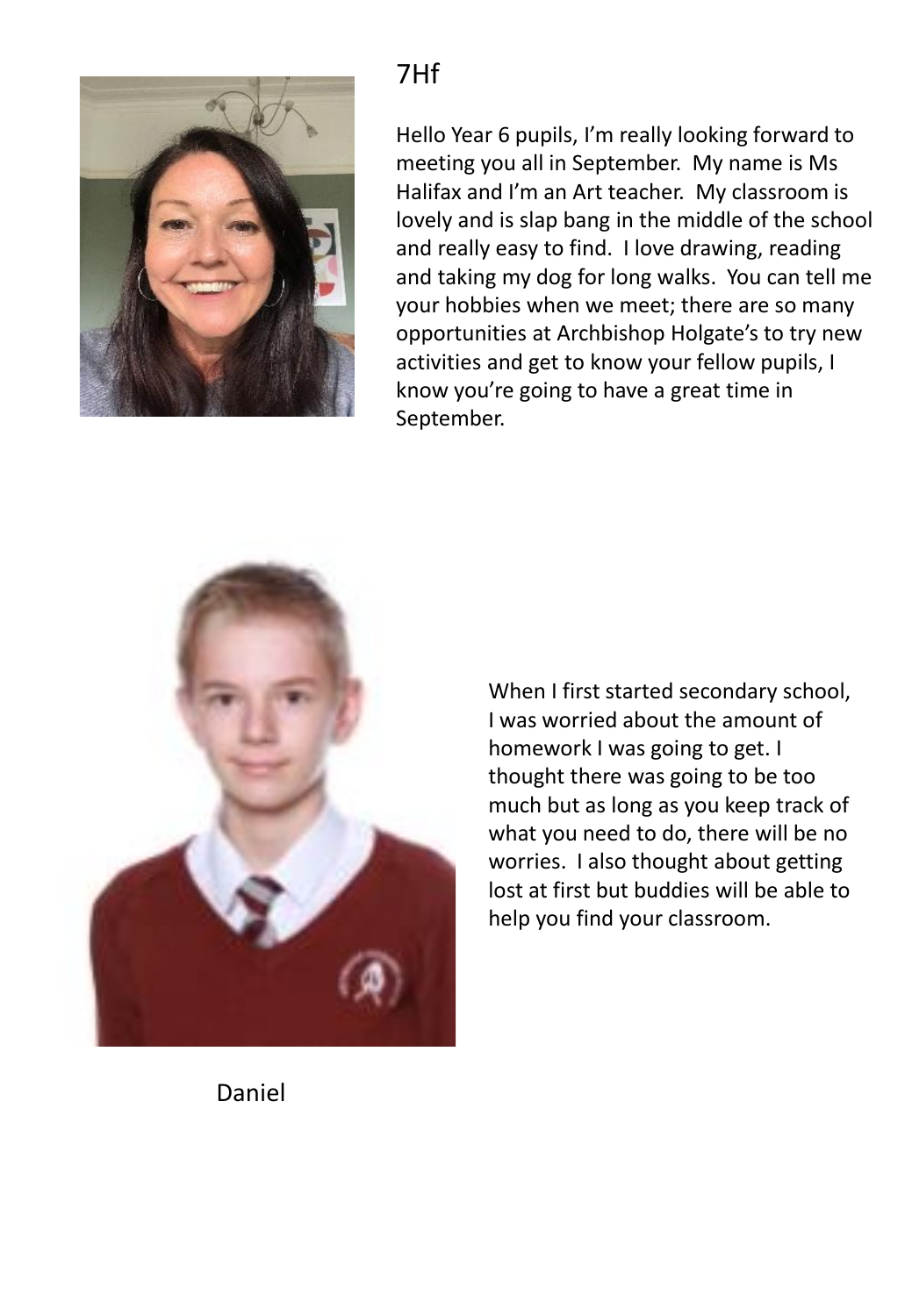## 7Hf

Hello Year 6 pupils, I'm really looking forward to meeting you all in September. My name is Ms Halifax and I'm an Art teacher. My classroom is lovely and is slap bang in the middle of the school and really easy to find. I love drawing, reading and taking my dog for long walks. You can tell me your hobbies when we meet; there are so many opportunities at Archbishop Holgate's to try new activities and get to know your fellow pupils, I know you're going to have a great time in September.

When I first started secondary school, I was worried about the amount of homework I was going to get. I thought there was going to be too much but as long as you keep track of what you need to do, there will be no worries. I also thought about getting lost at first but buddies will be able to help you find your classroom.

Daniel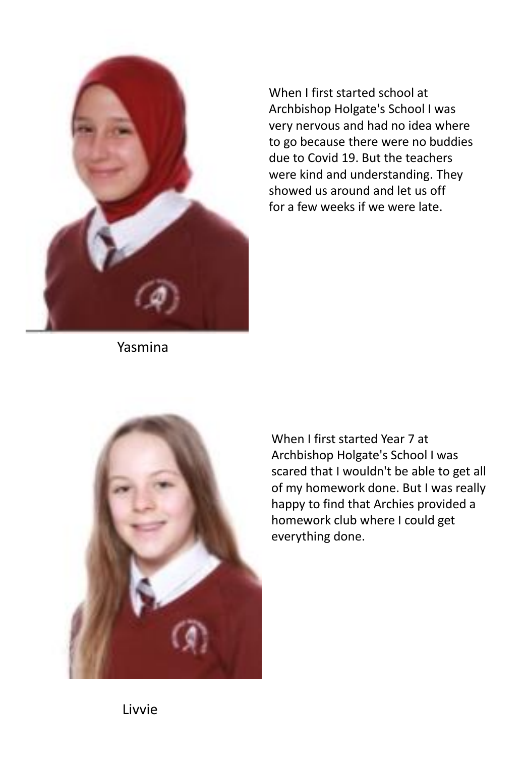When I first started school at Archbishop Holgate's School I was very nervous and had no idea where to go because there were no buddies due to Covid 19. But the teachers were kind and understanding. They showed us around and let us off for a few weeks if we were late.

Yasmina

When I first started Year 7 at Archbishop Holgate's School I was scared that I wouldn't be able to get all of my homework done. But I was really happy to find that Archies provided a homework club where I could get everything done.

Livvie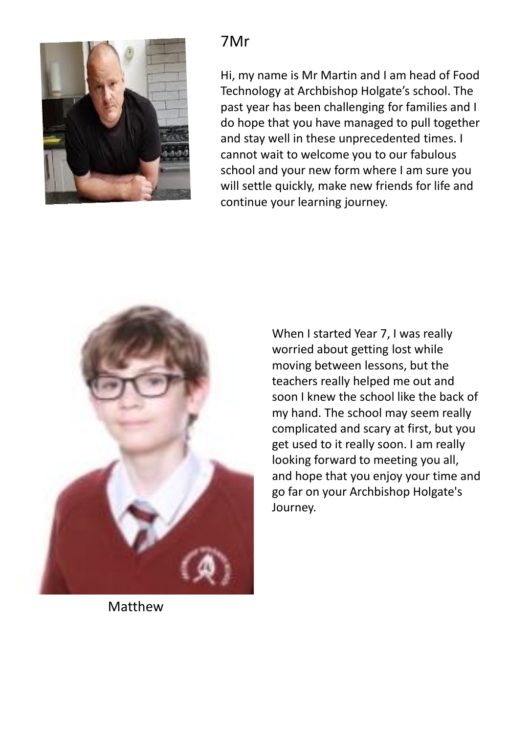## 7Mr

Hi, my name is Mr Martin and I am head of Food Technology at Archbishop Holgate's school. The past year has been challenging for families and I do hope that you have managed to pull together and stay well in these unprecedented times. I cannot wait to welcome you to our fabulous school and your new form where I am sure you will settle quickly, make new friends for life and continue your learning journey.

When I started Year 7, I was really worried about getting lost while moving between lessons, but the teachers really helped me out and soon I knew the school like the back of my hand. The school may seem really complicated and scary at first, but you get used to it really soon. I am really looking forward to meeting you all, and hope that you enjoy your time and go far on your Archbishop Holgate's Journey.

Matthew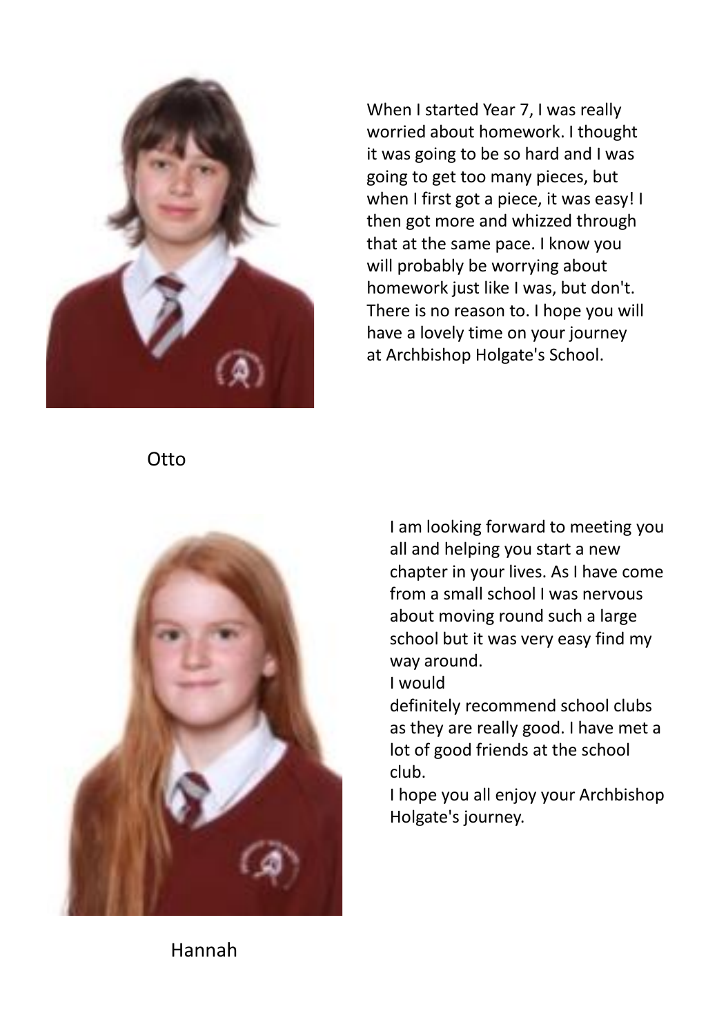When I started Year 7, I was really worried about homework. I thought it was going to be so hard and I was going to get too many pieces, but when I first got a piece, it was easy! I then got more and whizzed through that at the same pace. I know you will probably be worrying about homework just like I was, but don't. There is no reason to. I hope you will have a lovely time on your journey at Archbishop Holgate's School.

Otto

I am looking forward to meeting you all and helping you start a new chapter in your lives. As I have come from a small school I was nervous about moving round such a large school but it was very easy find my way around.

I would definitely recommend school clubs as they are really good. I have met a lot of good friends at the school club.

I hope you all enjoy your Archbishop Holgate's journey.

Hannah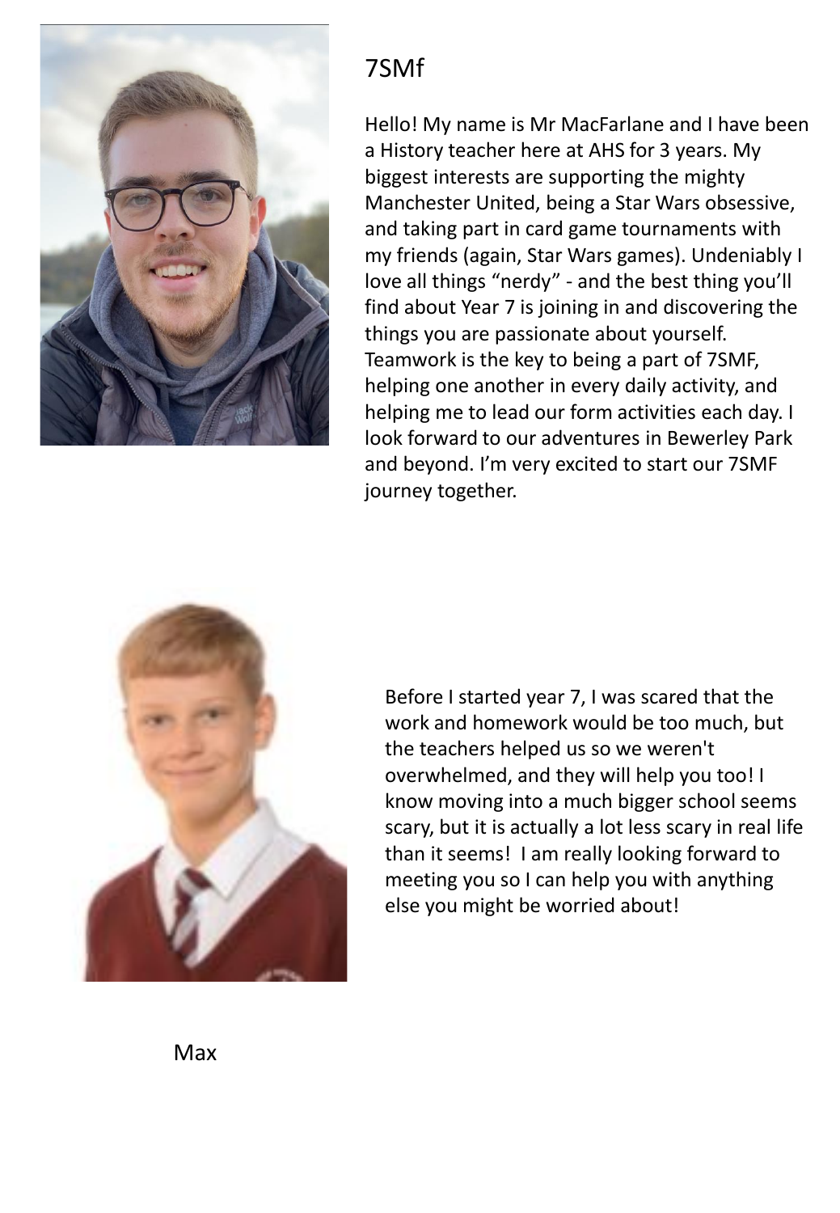## 7SMf

Hello! My name is Mr MacFarlane and I have been a History teacher here at AHS for 3 years. My biggest interests are supporting the mighty Manchester United, being a Star Wars obsessive, and taking part in card game tournaments with my friends (again, Star Wars games). Undeniably I love all things “nerdy” - and the best thing you’ll find about Year 7 is joining in and discovering the things you are passionate about yourself. Teamwork is the key to being a part of 7SMF, helping one another in every daily activity, and helping me to lead our form activities each day. I look forward to our adventures in Bewerley Park and beyond. I’m very excited to start our 7SMF journey together.

Before I started year 7, I was scared that the work and homework would be too much, but the teachers helped us so we weren't overwhelmed, and they will help you too! I know moving into a much bigger school seems scary, but it is actually a lot less scary in real life than it seems! I am really looking forward to meeting you so I can help you with anything else you might be worried about!

Max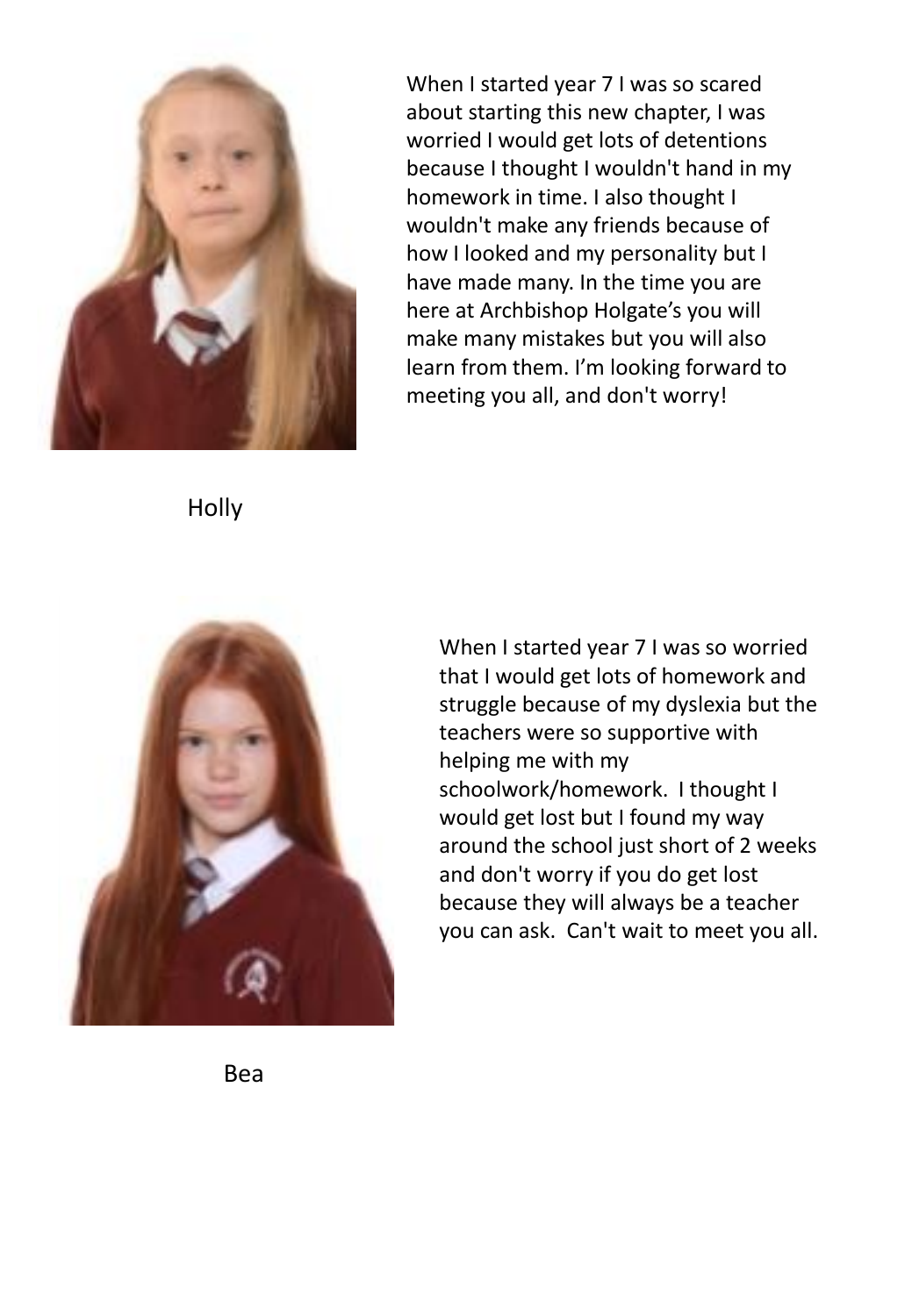When I started year 7 I was so scared about starting this new chapter, I was worried I would get lots of detentions because I thought I wouldn't hand in my homework in time. I also thought I wouldn't make any friends because of how I looked and my personality but I have made many. In the time you are here at Archbishop Holgate's you will make many mistakes but you will also learn from them. I'm looking forward to meeting you all, and don't worry!

Holly

When I started year 7 I was so worried that I would get lots of homework and struggle because of my dyslexia but the teachers were so supportive with helping me with my schoolwork/homework. I thought I would get lost but I found my way around the school just short of 2 weeks and don't worry if you do get lost because they will always be a teacher you can ask. Can't wait to meet you all.

Bea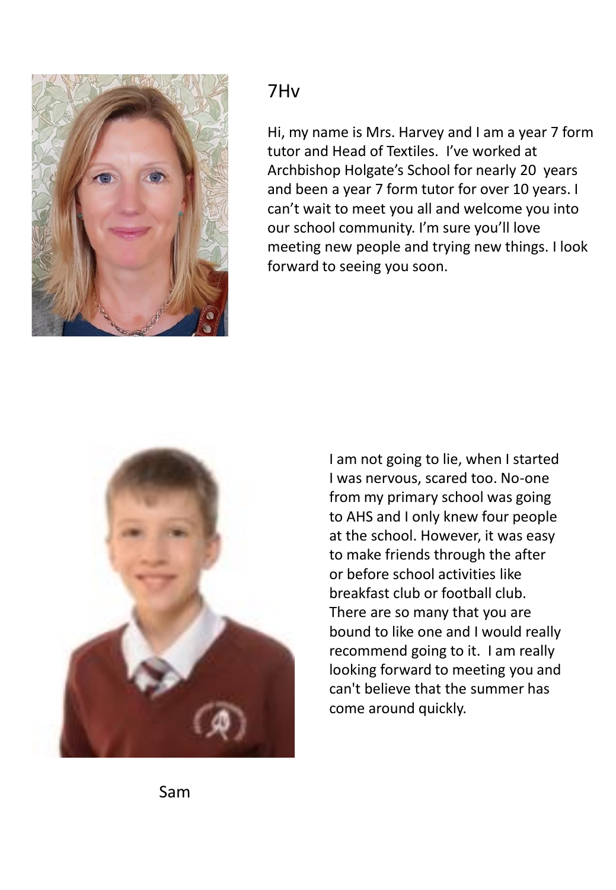## 7Hv

Hi, my name is Mrs. Harvey and I am a year 7 form tutor and Head of Textiles. I've worked at Archbishop Holgate's School for nearly 20 years and been a year 7 form tutor for over 10 years. I can't wait to meet you all and welcome you into our school community. I'm sure you'll love meeting new people and trying new things. I look forward to seeing you soon.

I am not going to lie, when I started I was nervous, scared too. No-one from my primary school was going to AHS and I only knew four people at the school. However, it was easy to make friends through the after or before school activities like breakfast club or football club. There are so many that you are bound to like one and I would really recommend going to it. I am really looking forward to meeting you and can't believe that the summer has come around quickly.

Sam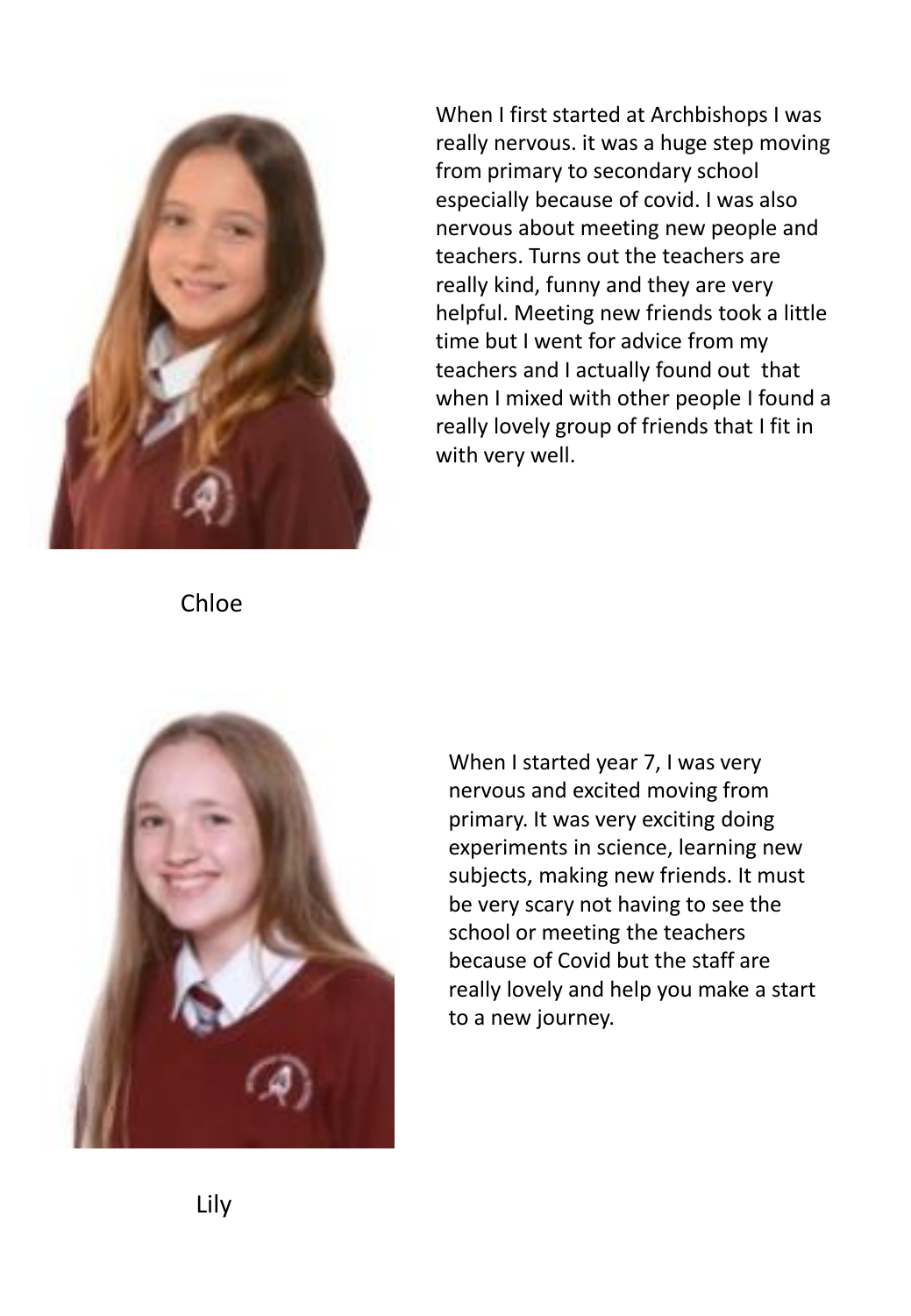When I first started at Archbishops I was really nervous. it was a huge step moving from primary to secondary school especially because of covid. I was also nervous about meeting new people and teachers. Turns out the teachers are really kind, funny and they are very helpful. Meeting new friends took a little time but I went for advice from my teachers and I actually found out that when I mixed with other people I found a really lovely group of friends that I fit in with very well.

Chloe

When I started year 7, I was very nervous and excited moving from primary. It was very exciting doing experiments in science, learning new subjects, making new friends. It must be very scary not having to see the school or meeting the teachers because of Covid but the staff are really lovely and help you make a start to a new journey.

Lily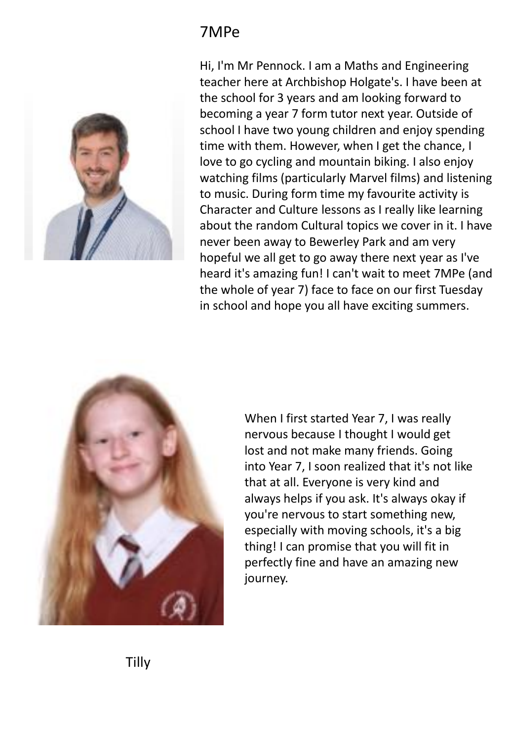## 7MPe

Hi, I'm Mr Pennock. I am a Maths and Engineering teacher here at Archbishop Holgate's. I have been at the school for 3 years and am looking forward to becoming a year 7 form tutor next year. Outside of school I have two young children and enjoy spending time with them. However, when I get the chance, I love to go cycling and mountain biking. I also enjoy watching films (particularly Marvel films) and listening to music. During form time my favourite activity is Character and Culture lessons as I really like learning about the random Cultural topics we cover in it. I have never been away to Bewerley Park and am very hopeful we all get to go away there next year as I've heard it's amazing fun! I can't wait to meet 7MPe (and the whole of year 7) face to face on our first Tuesday in school and hope you all have exciting summers.

When I first started Year 7, I was really nervous because I thought I would get lost and not make many friends. Going into Year 7, I soon realized that it's not like that at all. Everyone is very kind and always helps if you ask. It's always okay if you're nervous to start something new, especially with moving schools, it's a big thing! I can promise that you will fit in perfectly fine and have an amazing new journey.

Tilly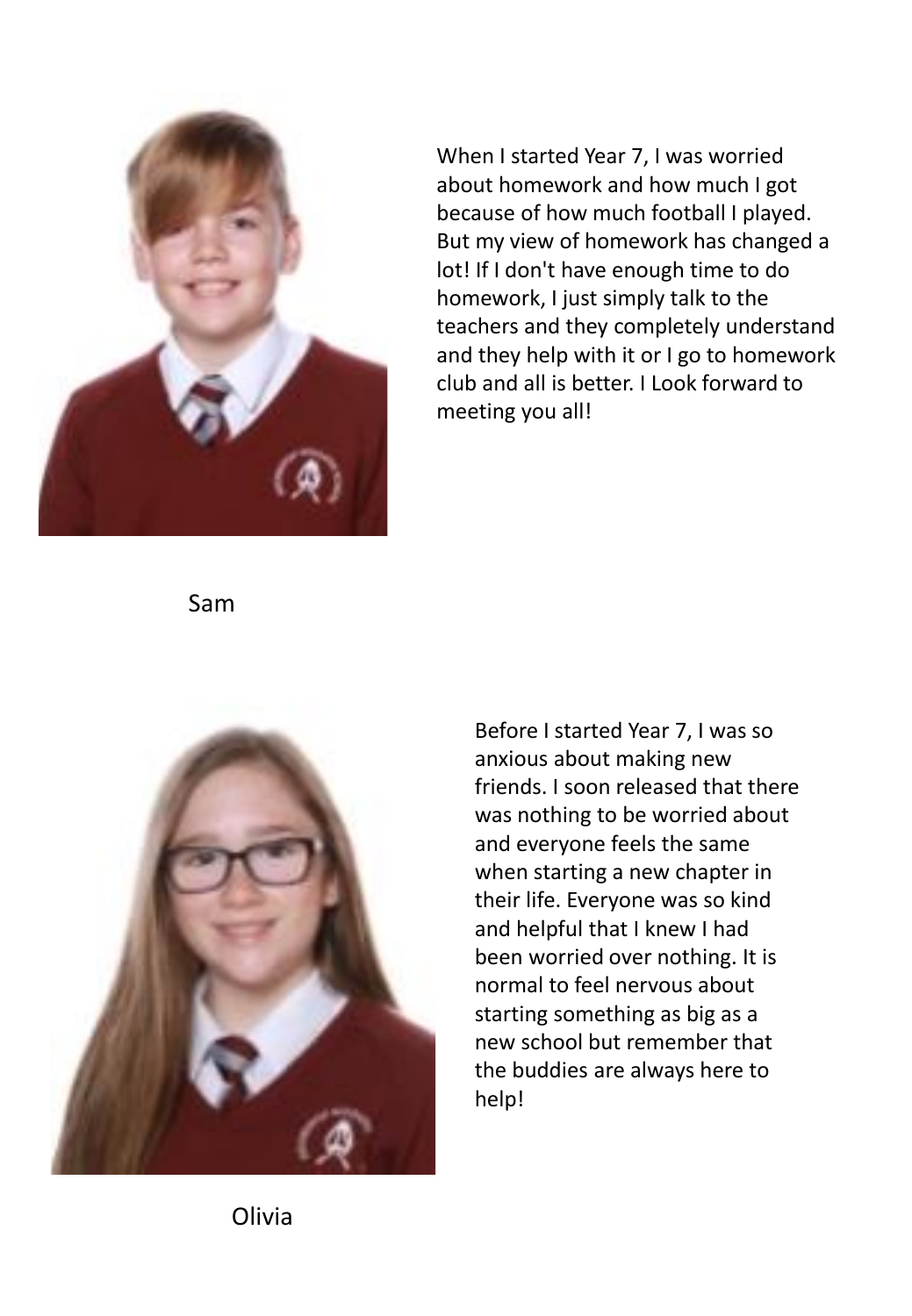When I started Year 7, I was worried about homework and how much I got because of how much football I played. But my view of homework has changed a lot! If I don't have enough time to do homework, I just simply talk to the teachers and they completely understand and they help with it or I go to homework club and all is better. I Look forward to meeting you all!

Sam

Before I started Year 7, I was so anxious about making new friends. I soon released that there was nothing to be worried about and everyone feels the same when starting a new chapter in their life. Everyone was so kind and helpful that I knew I had been worried over nothing. It is normal to feel nervous about starting something as big as a new school but remember that the buddies are always here to help!

Olivia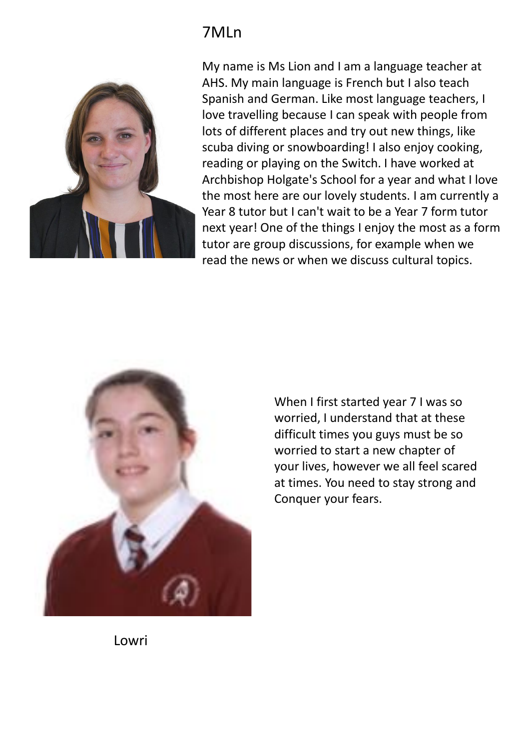# 7MLn

My name is Ms Lion and I am a language teacher at AHS. My main language is French but I also teach Spanish and German. Like most language teachers, I love travelling because I can speak with people from lots of different places and try out new things, like scuba diving or snowboarding! I also enjoy cooking, reading or playing on the Switch. I have worked at Archbishop Holgate's School for a year and what I love the most here are our lovely students. I am currently a Year 8 tutor but I can't wait to be a Year 7 form tutor next year! One of the things I enjoy the most as a form tutor are group discussions, for example when we read the news or when we discuss cultural topics.

When I first started year 7 I was so worried, I understand that at these difficult times you guys must be so worried to start a new chapter of your lives, however we all feel scared at times. You need to stay strong and Conquer your fears.

Lowri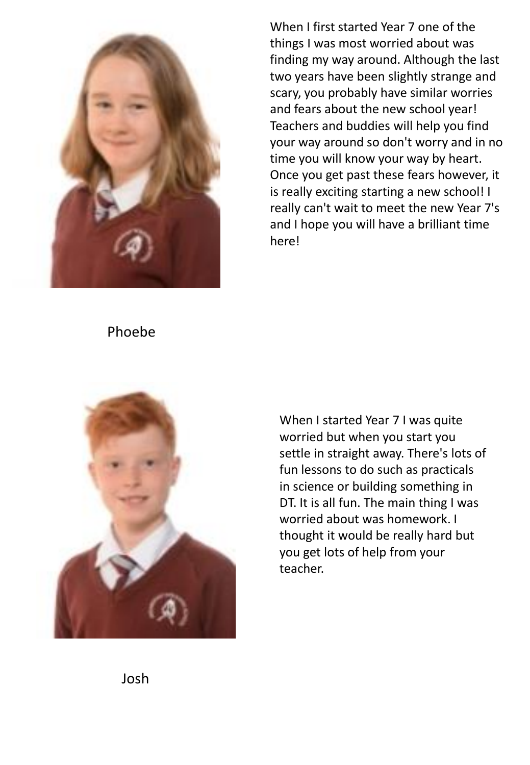When I first started Year 7 one of the things I was most worried about was finding my way around. Although the last two years have been slightly strange and scary, you probably have similar worries and fears about the new school year! Teachers and buddies will help you find your way around so don't worry and in no time you will know your way by heart. Once you get past these fears however, it is really exciting starting a new school! I really can't wait to meet the new Year 7's and I hope you will have a brilliant time here!

Phoebe

When I started Year 7 I was quite worried but when you start you settle in straight away. There's lots of fun lessons to do such as practicals in science or building something in DT. It is all fun. The main thing I was worried about was homework. I thought it would be really hard but you get lots of help from your teacher.

Josh